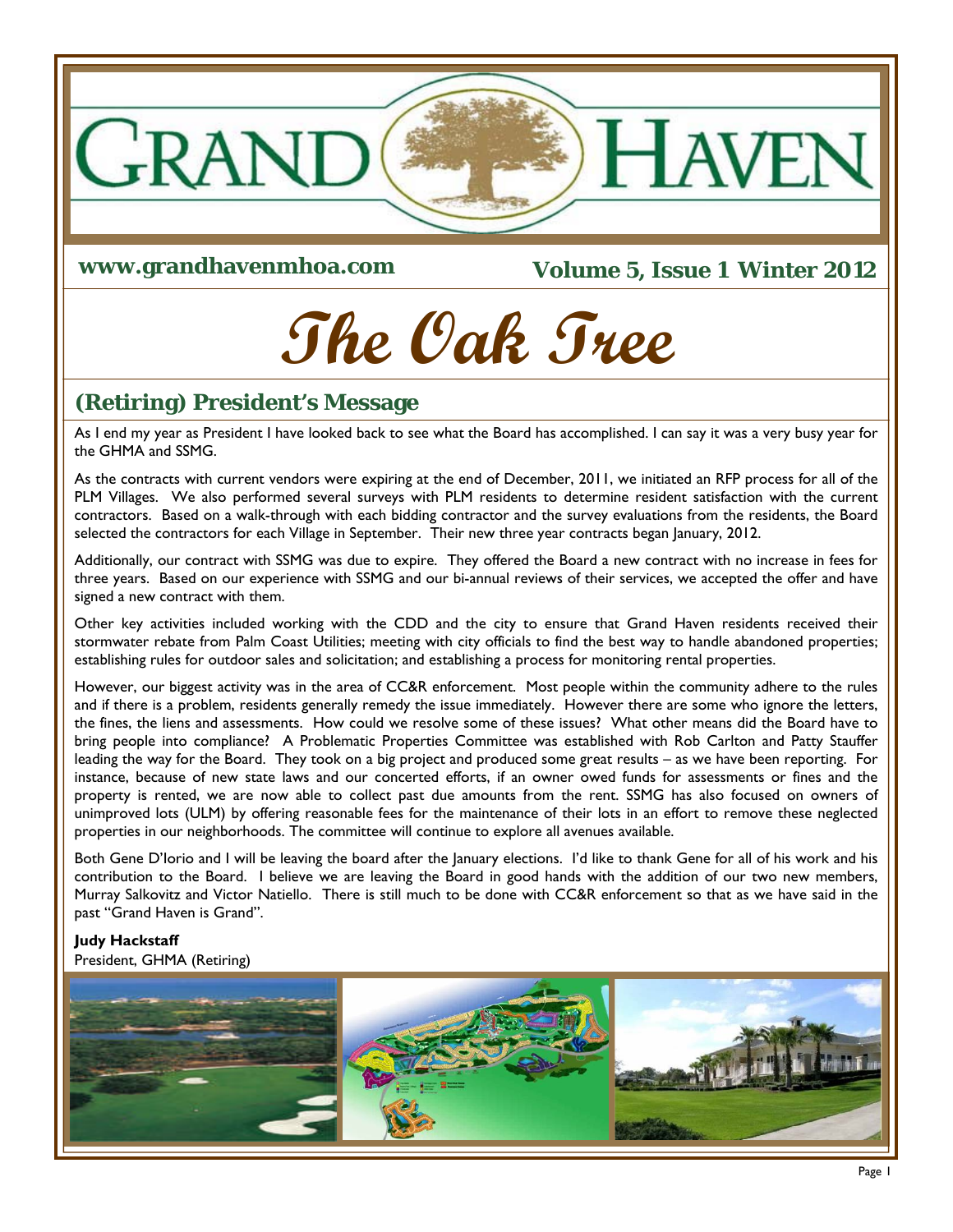# GRAND HAVEN

**www.grandhavenmhoa.com** **Volume 5, Issue 1 Winter 2012**

# The Oak Tree

## (Retiring) President's Message

As I end my year as President I have looked back to see what the Board has accomplished. I can say it was a very busy year for the GHMA and SSMG.

As the contracts with current vendors were expiring at the end of December, 2011, we initiated an RFP process for all of the PLM Villages. We also performed several surveys with PLM residents to determine resident satisfaction with the current contractors. Based on a walk-through with each bidding contractor and the survey evaluations from the residents, the Board selected the contractors for each Village in September. Their new three year contracts began January, 2012.

Additionally, our contract with SSMG was due to expire. They offered the Board a new contract with no increase in fees for three years. Based on our experience with SSMG and our bi-annual reviews of their services, we accepted the offer and have signed a new contract with them.

Other key activities included working with the CDD and the city to ensure that Grand Haven residents received their stormwater rebate from Palm Coast Utilities; meeting with city officials to find the best way to handle abandoned properties; establishing rules for outdoor sales and solicitation; and establishing a process for monitoring rental properties.

However, our biggest activity was in the area of CC&R enforcement. Most people within the community adhere to the rules and if there is a problem, residents generally remedy the issue immediately. However there are some who ignore the letters, the fines, the liens and assessments. How could we resolve some of these issues? What other means did the Board have to bring people into compliance? A Problematic Properties Committee was established with Rob Carlton and Patty Stauffer leading the way for the Board. They took on a big project and produced some great results – as we have been reporting. For instance, because of new state laws and our concerted efforts, if an owner owed funds for assessments or fines and the property is rented, we are now able to collect past due amounts from the rent. SSMG has also focused on owners of unimproved lots (ULM) by offering reasonable fees for the maintenance of their lots in an effort to remove these neglected properties in our neighborhoods. The committee will continue to explore all avenues available.

Both Gene D'Iorio and I will be leaving the board after the January elections. I'd like to thank Gene for all of his work and his contribution to the Board. I believe we are leaving the Board in good hands with the addition of our two new members, Murray Salkovitz and Victor Natiello. There is still much to be done with CC&R enforcement so that as we have said in the past "Grand Haven is Grand".

**Judy Hackstaff**
President, GHMA (Retiring)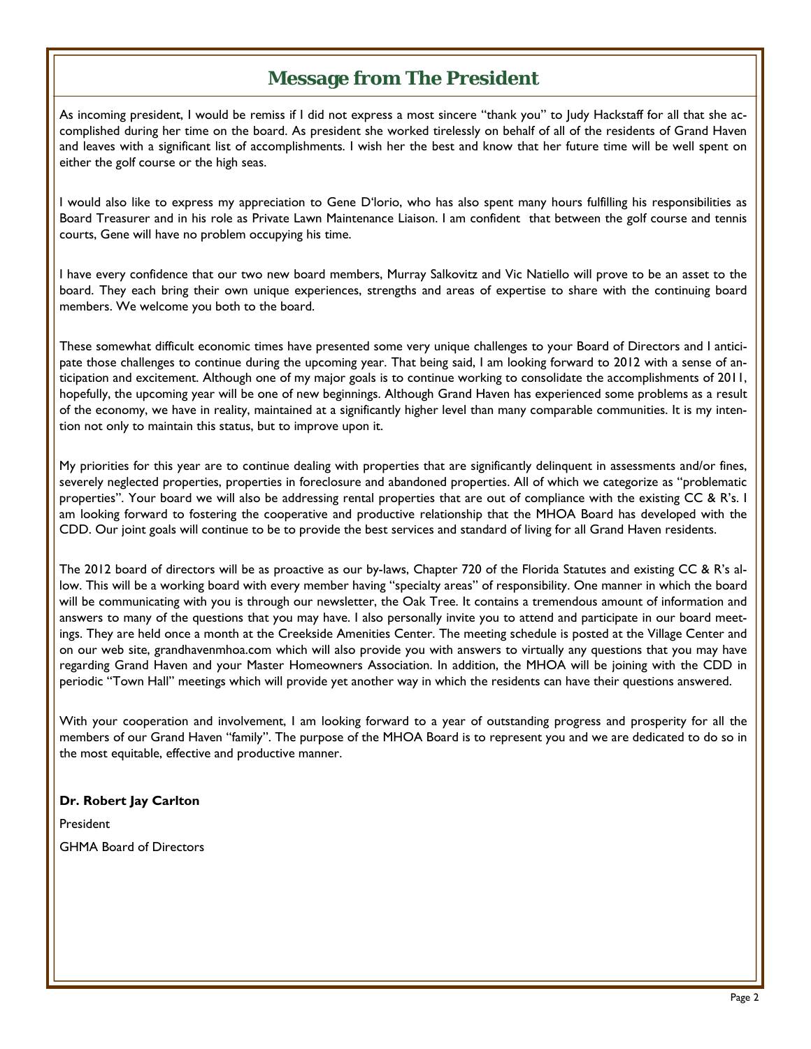# Message from The President

As incoming president, I would be remiss if I did not express a most sincere "thank you" to Judy Hackstaff for all that she accomplished during her time on the board. As president she worked tirelessly on behalf of all of the residents of Grand Haven and leaves with a significant list of accomplishments. I wish her the best and know that her future time will be well spent on either the golf course or the high seas.

I would also like to express my appreciation to Gene D'lorio, who has also spent many hours fulfilling his responsibilities as Board Treasurer and in his role as Private Lawn Maintenance Liaison. I am confident that between the golf course and tennis courts, Gene will have no problem occupying his time.

I have every confidence that our two new board members, Murray Salkovitz and Vic Natiello will prove to be an asset to the board. They each bring their own unique experiences, strengths and areas of expertise to share with the continuing board members. We welcome you both to the board.

These somewhat difficult economic times have presented some very unique challenges to your Board of Directors and I anticipate those challenges to continue during the upcoming year. That being said, I am looking forward to 2012 with a sense of anticipation and excitement. Although one of my major goals is to continue working to consolidate the accomplishments of 2011, hopefully, the upcoming year will be one of new beginnings. Although Grand Haven has experienced some problems as a result of the economy, we have in reality, maintained at a significantly higher level than many comparable communities. It is my intention not only to maintain this status, but to improve upon it.

My priorities for this year are to continue dealing with properties that are significantly delinquent in assessments and/or fines, severely neglected properties, properties in foreclosure and abandoned properties. All of which we categorize as "problematic properties". Your board we will also be addressing rental properties that are out of compliance with the existing CC & R's. I am looking forward to fostering the cooperative and productive relationship that the MHOA Board has developed with the CDD. Our joint goals will continue to be to provide the best services and standard of living for all Grand Haven residents.

The 2012 board of directors will be as proactive as our by-laws, Chapter 720 of the Florida Statutes and existing CC & R's allow. This will be a working board with every member having "specialty areas" of responsibility. One manner in which the board will be communicating with you is through our newsletter, the Oak Tree. It contains a tremendous amount of information and answers to many of the questions that you may have. I also personally invite you to attend and participate in our board meetings. They are held once a month at the Creekside Amenities Center. The meeting schedule is posted at the Village Center and on our web site, grandhavenmhoa.com which will also provide you with answers to virtually any questions that you may have regarding Grand Haven and your Master Homeowners Association. In addition, the MHOA will be joining with the CDD in periodic "Town Hall" meetings which will provide yet another way in which the residents can have their questions answered.

With your cooperation and involvement, I am looking forward to a year of outstanding progress and prosperity for all the members of our Grand Haven "family". The purpose of the MHOA Board is to represent you and we are dedicated to do so in the most equitable, effective and productive manner.

**Dr. Robert Jay Carlton**

President

GHMA Board of Directors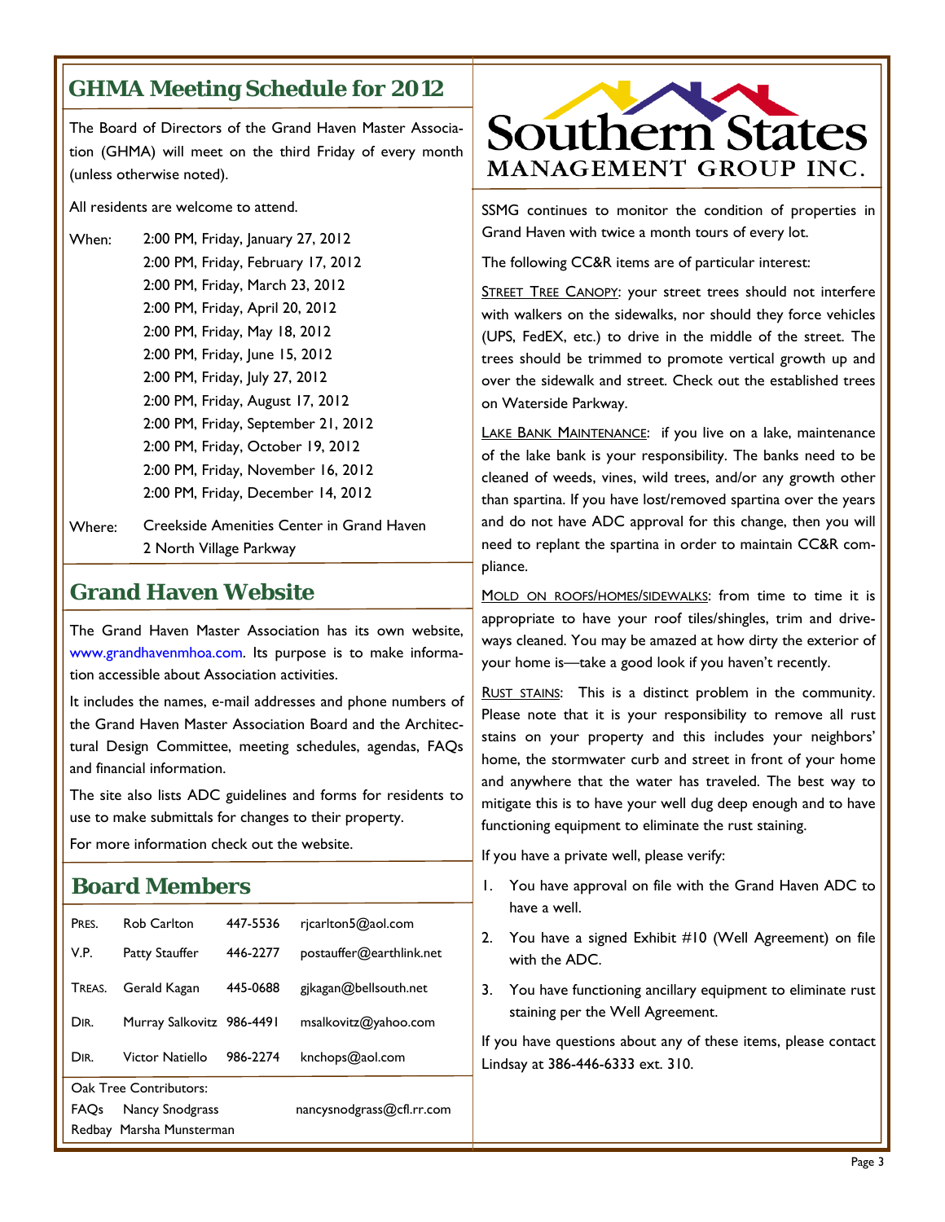## GHMA Meeting Schedule for 2012

The Board of Directors of the Grand Haven Master Association (GHMA) will meet on the third Friday of every month (unless otherwise noted).

All residents are welcome to attend.

When:
2:00 PM, Friday, January 27, 2012
2:00 PM, Friday, February 17, 2012
2:00 PM, Friday, March 23, 2012
2:00 PM, Friday, April 20, 2012
2:00 PM, Friday, May 18, 2012
2:00 PM, Friday, June 15, 2012
2:00 PM, Friday, July 27, 2012
2:00 PM, Friday, August 17, 2012
2:00 PM, Friday, September 21, 2012
2:00 PM, Friday, October 19, 2012
2:00 PM, Friday, November 16, 2012
2:00 PM, Friday, December 14, 2012

Where: Creekside Amenities Center in Grand Haven
2 North Village Parkway

## Grand Haven Website

The Grand Haven Master Association has its own website, www.grandhavenmhoa.com. Its purpose is to make information accessible about Association activities.

It includes the names, e-mail addresses and phone numbers of the Grand Haven Master Association Board and the Architectural Design Committee, meeting schedules, agendas, FAQs and financial information.

The site also lists ADC guidelines and forms for residents to use to make submittals for changes to their property.

For more information check out the website.

## Board Members

| | | | |
|---|---|---|---|
| PRES. | Rob Carlton | 447-5536 | rjcarlton5@aol.com |
| V.P. | Patty Stauffer | 446-2277 | postauffer@earthlink.net |
| TREAS. | Gerald Kagan | 445-0688 | gjkagan@bellsouth.net |
| DIR. | Murray Salkovitz | 986-4491 | msalkovitz@yahoo.com |
| DIR. | Victor Natiello | 986-2274 | knchops@aol.com |

Oak Tree Contributors:
FAQs Nancy Snodgrass nancysnodgrass@cfl.rr.com
Redbay Marsha Munsterman

## Southern States Management Group Inc.

SSMG continues to monitor the condition of properties in Grand Haven with twice a month tours of every lot.

The following CC&R items are of particular interest:

STREET TREE CANOPY: your street trees should not interfere with walkers on the sidewalks, nor should they force vehicles (UPS, FedEX, etc.) to drive in the middle of the street. The trees should be trimmed to promote vertical growth up and over the sidewalk and street. Check out the established trees on Waterside Parkway.

LAKE BANK MAINTENANCE: if you live on a lake, maintenance of the lake bank is your responsibility. The banks need to be cleaned of weeds, vines, wild trees, and/or any growth other than spartina. If you have lost/removed spartina over the years and do not have ADC approval for this change, then you will need to replant the spartina in order to maintain CC&R compliance.

MOLD ON ROOFS/HOMES/SIDEWALKS: from time to time it is appropriate to have your roof tiles/shingles, trim and driveways cleaned. You may be amazed at how dirty the exterior of your home is—take a good look if you haven't recently.

RUST STAINS: This is a distinct problem in the community. Please note that it is your responsibility to remove all rust stains on your property and this includes your neighbors' home, the stormwater curb and street in front of your home and anywhere that the water has traveled. The best way to mitigate this is to have your well dug deep enough and to have functioning equipment to eliminate the rust staining.

If you have a private well, please verify:

1. You have approval on file with the Grand Haven ADC to have a well.
2. You have a signed Exhibit #10 (Well Agreement) on file with the ADC.
3. You have functioning ancillary equipment to eliminate rust staining per the Well Agreement.

If you have questions about any of these items, please contact Lindsay at 386-446-6333 ext. 310.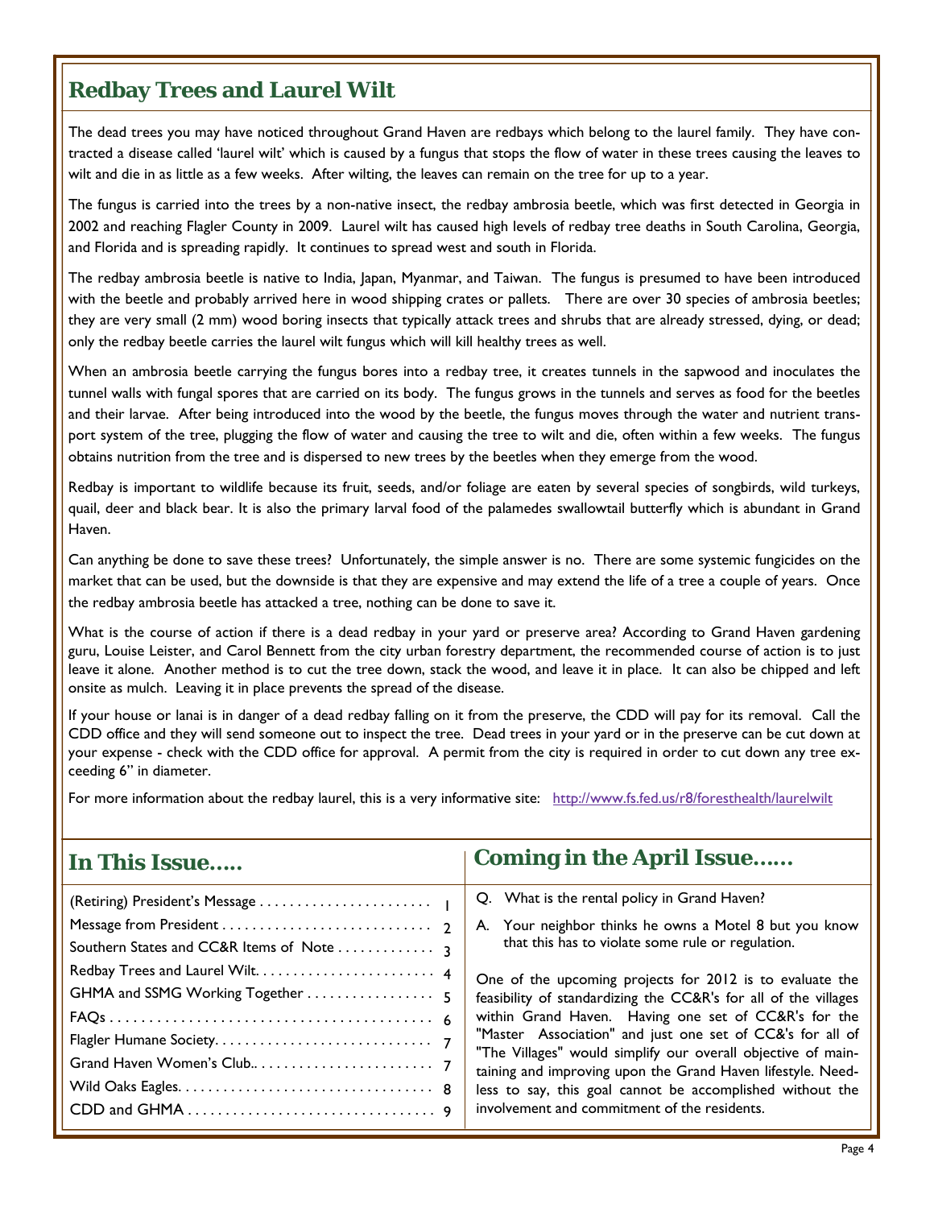## Redbay Trees and Laurel Wilt

The dead trees you may have noticed throughout Grand Haven are redbays which belong to the laurel family. They have contracted a disease called 'laurel wilt' which is caused by a fungus that stops the flow of water in these trees causing the leaves to wilt and die in as little as a few weeks. After wilting, the leaves can remain on the tree for up to a year.

The fungus is carried into the trees by a non-native insect, the redbay ambrosia beetle, which was first detected in Georgia in 2002 and reaching Flagler County in 2009. Laurel wilt has caused high levels of redbay tree deaths in South Carolina, Georgia, and Florida and is spreading rapidly. It continues to spread west and south in Florida.

The redbay ambrosia beetle is native to India, Japan, Myanmar, and Taiwan. The fungus is presumed to have been introduced with the beetle and probably arrived here in wood shipping crates or pallets. There are over 30 species of ambrosia beetles; they are very small (2 mm) wood boring insects that typically attack trees and shrubs that are already stressed, dying, or dead; only the redbay beetle carries the laurel wilt fungus which will kill healthy trees as well.

When an ambrosia beetle carrying the fungus bores into a redbay tree, it creates tunnels in the sapwood and inoculates the tunnel walls with fungal spores that are carried on its body. The fungus grows in the tunnels and serves as food for the beetles and their larvae. After being introduced into the wood by the beetle, the fungus moves through the water and nutrient transport system of the tree, plugging the flow of water and causing the tree to wilt and die, often within a few weeks. The fungus obtains nutrition from the tree and is dispersed to new trees by the beetles when they emerge from the wood.

Redbay is important to wildlife because its fruit, seeds, and/or foliage are eaten by several species of songbirds, wild turkeys, quail, deer and black bear. It is also the primary larval food of the palamedes swallowtail butterfly which is abundant in Grand Haven.

Can anything be done to save these trees? Unfortunately, the simple answer is no. There are some systemic fungicides on the market that can be used, but the downside is that they are expensive and may extend the life of a tree a couple of years. Once the redbay ambrosia beetle has attacked a tree, nothing can be done to save it.

What is the course of action if there is a dead redbay in your yard or preserve area? According to Grand Haven gardening guru, Louise Leister, and Carol Bennett from the city urban forestry department, the recommended course of action is to just leave it alone. Another method is to cut the tree down, stack the wood, and leave it in place. It can also be chipped and left onsite as mulch. Leaving it in place prevents the spread of the disease.

If your house or lanai is in danger of a dead redbay falling on it from the preserve, the CDD will pay for its removal. Call the CDD office and they will send someone out to inspect the tree. Dead trees in your yard or in the preserve can be cut down at your expense - check with the CDD office for approval. A permit from the city is required in order to cut down any tree exceeding 6" in diameter.

For more information about the redbay laurel, this is a very informative site: http://www.fs.fed.us/r8/foresthealth/laurelwilt

## In This Issue.....

| | |
|---|---|
| (Retiring) President's Message | 1 |
| Message from President | 2 |
| Southern States and CC&R Items of Note | 3 |
| Redbay Trees and Laurel Wilt | 4 |
| GHMA and SSMG Working Together | 5 |
| FAQs | 6 |
| Flagler Humane Society | 7 |
| Grand Haven Women's Club | 7 |
| Wild Oaks Eagles | 8 |
| CDD and GHMA | 9 |

## Coming in the April Issue......

Q. What is the rental policy in Grand Haven?

A. Your neighbor thinks he owns a Motel 8 but you know that this has to violate some rule or regulation.

One of the upcoming projects for 2012 is to evaluate the feasibility of standardizing the CC&R's for all of the villages within Grand Haven. Having one set of CC&R's for the "Master Association" and just one set of CC&'s for all of "The Villages" would simplify our overall objective of maintaining and improving upon the Grand Haven lifestyle. Needless to say, this goal cannot be accomplished without the involvement and commitment of the residents.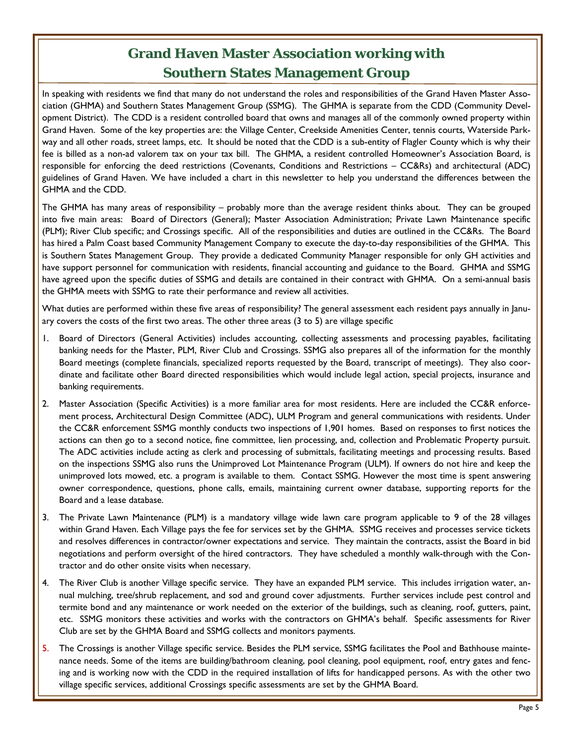# Grand Haven Master Association working with Southern States Management Group

In speaking with residents we find that many do not understand the roles and responsibilities of the Grand Haven Master Association (GHMA) and Southern States Management Group (SSMG). The GHMA is separate from the CDD (Community Development District). The CDD is a resident controlled board that owns and manages all of the commonly owned property within Grand Haven. Some of the key properties are: the Village Center, Creekside Amenities Center, tennis courts, Waterside Parkway and all other roads, street lamps, etc. It should be noted that the CDD is a sub-entity of Flagler County which is why their fee is billed as a non-ad valorem tax on your tax bill. The GHMA, a resident controlled Homeowner's Association Board, is responsible for enforcing the deed restrictions (Covenants, Conditions and Restrictions – CC&Rs) and architectural (ADC) guidelines of Grand Haven. We have included a chart in this newsletter to help you understand the differences between the GHMA and the CDD.

The GHMA has many areas of responsibility – probably more than the average resident thinks about. They can be grouped into five main areas: Board of Directors (General); Master Association Administration; Private Lawn Maintenance specific (PLM); River Club specific; and Crossings specific. All of the responsibilities and duties are outlined in the CC&Rs. The Board has hired a Palm Coast based Community Management Company to execute the day-to-day responsibilities of the GHMA. This is Southern States Management Group. They provide a dedicated Community Manager responsible for only GH activities and have support personnel for communication with residents, financial accounting and guidance to the Board. GHMA and SSMG have agreed upon the specific duties of SSMG and details are contained in their contract with GHMA. On a semi-annual basis the GHMA meets with SSMG to rate their performance and review all activities.

What duties are performed within these five areas of responsibility? The general assessment each resident pays annually in January covers the costs of the first two areas. The other three areas (3 to 5) are village specific

1. Board of Directors (General Activities) includes accounting, collecting assessments and processing payables, facilitating banking needs for the Master, PLM, River Club and Crossings. SSMG also prepares all of the information for the monthly Board meetings (complete financials, specialized reports requested by the Board, transcript of meetings). They also coordinate and facilitate other Board directed responsibilities which would include legal action, special projects, insurance and banking requirements.

2. Master Association (Specific Activities) is a more familiar area for most residents. Here are included the CC&R enforcement process, Architectural Design Committee (ADC), ULM Program and general communications with residents. Under the CC&R enforcement SSMG monthly conducts two inspections of 1,901 homes. Based on responses to first notices the actions can then go to a second notice, fine committee, lien processing, and, collection and Problematic Property pursuit. The ADC activities include acting as clerk and processing of submittals, facilitating meetings and processing results. Based on the inspections SSMG also runs the Unimproved Lot Maintenance Program (ULM). If owners do not hire and keep the unimproved lots mowed, etc. a program is available to them. Contact SSMG. However the most time is spent answering owner correspondence, questions, phone calls, emails, maintaining current owner database, supporting reports for the Board and a lease database.

3. The Private Lawn Maintenance (PLM) is a mandatory village wide lawn care program applicable to 9 of the 28 villages within Grand Haven. Each Village pays the fee for services set by the GHMA. SSMG receives and processes service tickets and resolves differences in contractor/owner expectations and service. They maintain the contracts, assist the Board in bid negotiations and perform oversight of the hired contractors. They have scheduled a monthly walk-through with the Contractor and do other onsite visits when necessary.

4. The River Club is another Village specific service. They have an expanded PLM service. This includes irrigation water, annual mulching, tree/shrub replacement, and sod and ground cover adjustments. Further services include pest control and termite bond and any maintenance or work needed on the exterior of the buildings, such as cleaning, roof, gutters, paint, etc. SSMG monitors these activities and works with the contractors on GHMA's behalf. Specific assessments for River Club are set by the GHMA Board and SSMG collects and monitors payments.

5. The Crossings is another Village specific service. Besides the PLM service, SSMG facilitates the Pool and Bathhouse maintenance needs. Some of the items are building/bathroom cleaning, pool cleaning, pool equipment, roof, entry gates and fencing and is working now with the CDD in the required installation of lifts for handicapped persons. As with the other two village specific services, additional Crossings specific assessments are set by the GHMA Board.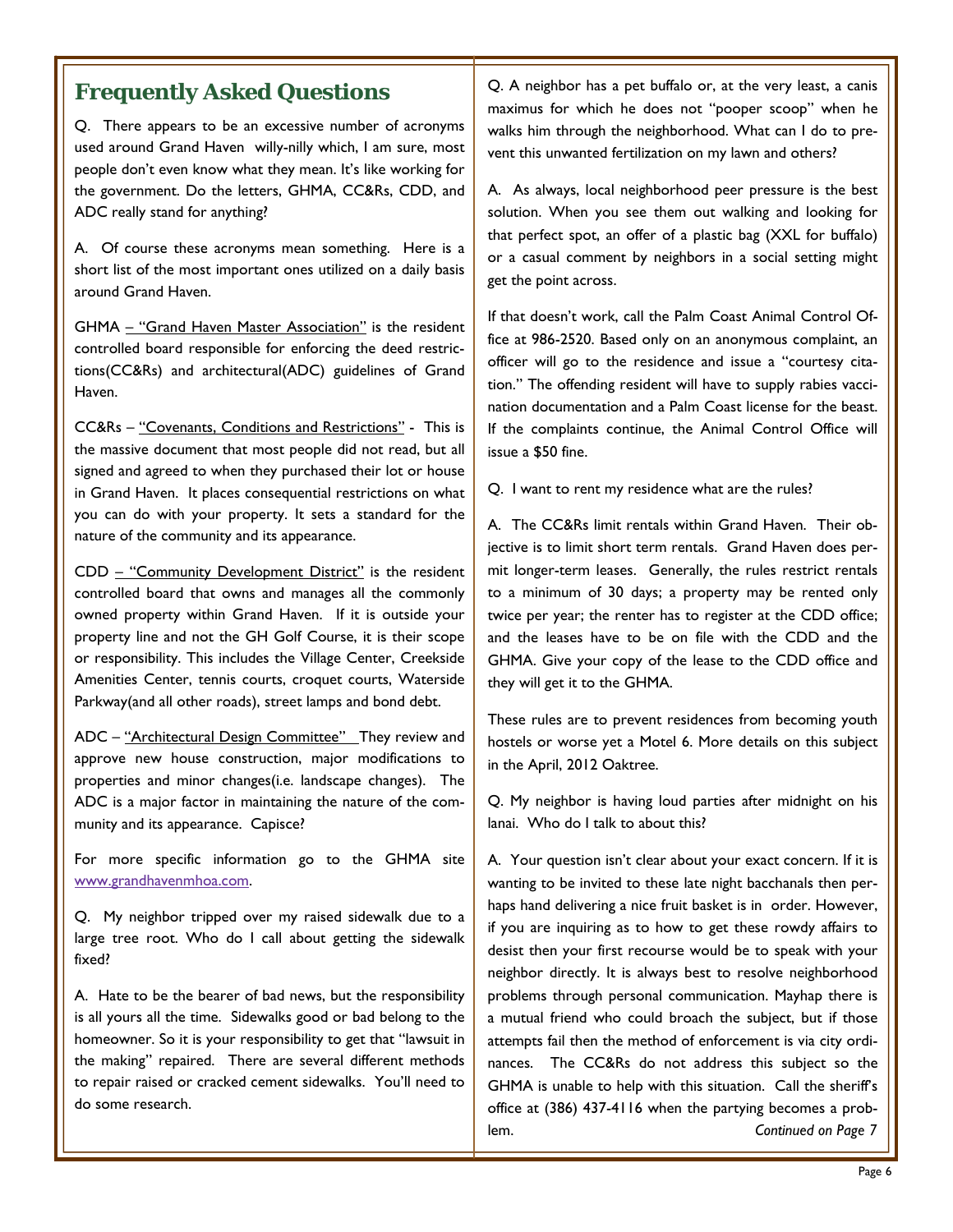## Frequently Asked Questions

Q. There appears to be an excessive number of acronyms used around Grand Haven willy-nilly which, I am sure, most people don't even know what they mean. It's like working for the government. Do the letters, GHMA, CC&Rs, CDD, and ADC really stand for anything?

A. Of course these acronyms mean something. Here is a short list of the most important ones utilized on a daily basis around Grand Haven.

GHMA – "Grand Haven Master Association" is the resident controlled board responsible for enforcing the deed restrictions(CC&Rs) and architectural(ADC) guidelines of Grand Haven.

CC&Rs – "Covenants, Conditions and Restrictions" - This is the massive document that most people did not read, but all signed and agreed to when they purchased their lot or house in Grand Haven. It places consequential restrictions on what you can do with your property. It sets a standard for the nature of the community and its appearance.

CDD – "Community Development District" is the resident controlled board that owns and manages all the commonly owned property within Grand Haven. If it is outside your property line and not the GH Golf Course, it is their scope or responsibility. This includes the Village Center, Creekside Amenities Center, tennis courts, croquet courts, Waterside Parkway(and all other roads), street lamps and bond debt.

ADC – "Architectural Design Committee" They review and approve new house construction, major modifications to properties and minor changes(i.e. landscape changes). The ADC is a major factor in maintaining the nature of the community and its appearance. Capisce?

For more specific information go to the GHMA site www.grandhavenmhoa.com.

Q. My neighbor tripped over my raised sidewalk due to a large tree root. Who do I call about getting the sidewalk fixed?

A. Hate to be the bearer of bad news, but the responsibility is all yours all the time. Sidewalks good or bad belong to the homeowner. So it is your responsibility to get that "lawsuit in the making" repaired. There are several different methods to repair raised or cracked cement sidewalks. You'll need to do some research.

Q. A neighbor has a pet buffalo or, at the very least, a canis maximus for which he does not "pooper scoop" when he walks him through the neighborhood. What can I do to prevent this unwanted fertilization on my lawn and others?

A. As always, local neighborhood peer pressure is the best solution. When you see them out walking and looking for that perfect spot, an offer of a plastic bag (XXL for buffalo) or a casual comment by neighbors in a social setting might get the point across.

If that doesn't work, call the Palm Coast Animal Control Office at 986-2520. Based only on an anonymous complaint, an officer will go to the residence and issue a "courtesy citation." The offending resident will have to supply rabies vaccination documentation and a Palm Coast license for the beast. If the complaints continue, the Animal Control Office will issue a $50 fine.

Q. I want to rent my residence what are the rules?

A. The CC&Rs limit rentals within Grand Haven. Their objective is to limit short term rentals. Grand Haven does permit longer-term leases. Generally, the rules restrict rentals to a minimum of 30 days; a property may be rented only twice per year; the renter has to register at the CDD office; and the leases have to be on file with the CDD and the GHMA. Give your copy of the lease to the CDD office and they will get it to the GHMA.

These rules are to prevent residences from becoming youth hostels or worse yet a Motel 6. More details on this subject in the April, 2012 Oaktree.

Q. My neighbor is having loud parties after midnight on his lanai. Who do I talk to about this?

A. Your question isn't clear about your exact concern. If it is wanting to be invited to these late night bacchanals then perhaps hand delivering a nice fruit basket is in order. However, if you are inquiring as to how to get these rowdy affairs to desist then your first recourse would be to speak with your neighbor directly. It is always best to resolve neighborhood problems through personal communication. Mayhap there is a mutual friend who could broach the subject, but if those attempts fail then the method of enforcement is via city ordinances. The CC&Rs do not address this subject so the GHMA is unable to help with this situation. Call the sheriff's office at (386) 437-4116 when the partying becomes a problem.

*Continued on Page 7*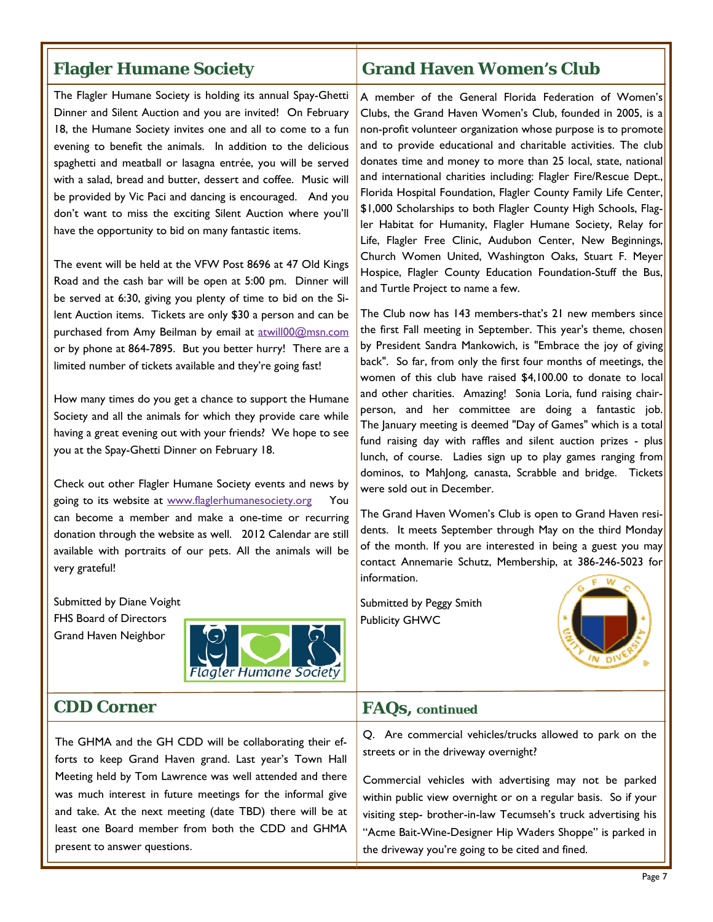## Flagler Humane Society

The Flagler Humane Society is holding its annual Spay-Ghetti Dinner and Silent Auction and you are invited! On February 18, the Humane Society invites one and all to come to a fun evening to benefit the animals. In addition to the delicious spaghetti and meatball or lasagna entrée, you will be served with a salad, bread and butter, dessert and coffee. Music will be provided by Vic Paci and dancing is encouraged. And you don't want to miss the exciting Silent Auction where you'll have the opportunity to bid on many fantastic items.

The event will be held at the VFW Post 8696 at 47 Old Kings Road and the cash bar will be open at 5:00 pm. Dinner will be served at 6:30, giving you plenty of time to bid on the Silent Auction items. Tickets are only $30 a person and can be purchased from Amy Beilman by email at atwill00@msn.com or by phone at 864-7895. But you better hurry! There are a limited number of tickets available and they're going fast!

How many times do you get a chance to support the Humane Society and all the animals for which they provide care while having a great evening out with your friends? We hope to see you at the Spay-Ghetti Dinner on February 18.

Check out other Flagler Humane Society events and news by going to its website at www.flaglerhumanesociety.org You can become a member and make a one-time or recurring donation through the website as well. 2012 Calendar are still available with portraits of our pets. All the animals will be very grateful!

Submitted by Diane Voight
FHS Board of Directors
Grand Haven Neighbor

Flagler Humane Society

## Grand Haven Women's Club

A member of the General Florida Federation of Women's Clubs, the Grand Haven Women's Club, founded in 2005, is a non-profit volunteer organization whose purpose is to promote and to provide educational and charitable activities. The club donates time and money to more than 25 local, state, national and international charities including: Flagler Fire/Rescue Dept., Florida Hospital Foundation, Flagler County Family Life Center, $1,000 Scholarships to both Flagler County High Schools, Flagler Habitat for Humanity, Flagler Humane Society, Relay for Life, Flagler Free Clinic, Audubon Center, New Beginnings, Church Women United, Washington Oaks, Stuart F. Meyer Hospice, Flagler County Education Foundation-Stuff the Bus, and Turtle Project to name a few.

The Club now has 143 members-that's 21 new members since the first Fall meeting in September. This year's theme, chosen by President Sandra Mankowich, is "Embrace the joy of giving back". So far, from only the first four months of meetings, the women of this club have raised $4,100.00 to donate to local and other charities. Amazing! Sonia Loria, fund raising chairperson, and her committee are doing a fantastic job. The January meeting is deemed "Day of Games" which is a total fund raising day with raffles and silent auction prizes - plus lunch, of course. Ladies sign up to play games ranging from dominos, to MahJong, canasta, Scrabble and bridge. Tickets were sold out in December.

The Grand Haven Women's Club is open to Grand Haven residents. It meets September through May on the third Monday of the month. If you are interested in being a guest you may contact Annemarie Schutz, Membership, at 386-246-5023 for information.

Submitted by Peggy Smith
Publicity GHWC

## CDD Corner

The GHMA and the GH CDD will be collaborating their efforts to keep Grand Haven grand. Last year's Town Hall Meeting held by Tom Lawrence was well attended and there was much interest in future meetings for the informal give and take. At the next meeting (date TBD) there will be at least one Board member from both the CDD and GHMA present to answer questions.

## FAQs, continued

Q. Are commercial vehicles/trucks allowed to park on the streets or in the driveway overnight?

Commercial vehicles with advertising may not be parked within public view overnight or on a regular basis. So if your visiting step- brother-in-law Tecumseh's truck advertising his "Acme Bait-Wine-Designer Hip Waders Shoppe" is parked in the driveway you're going to be cited and fined.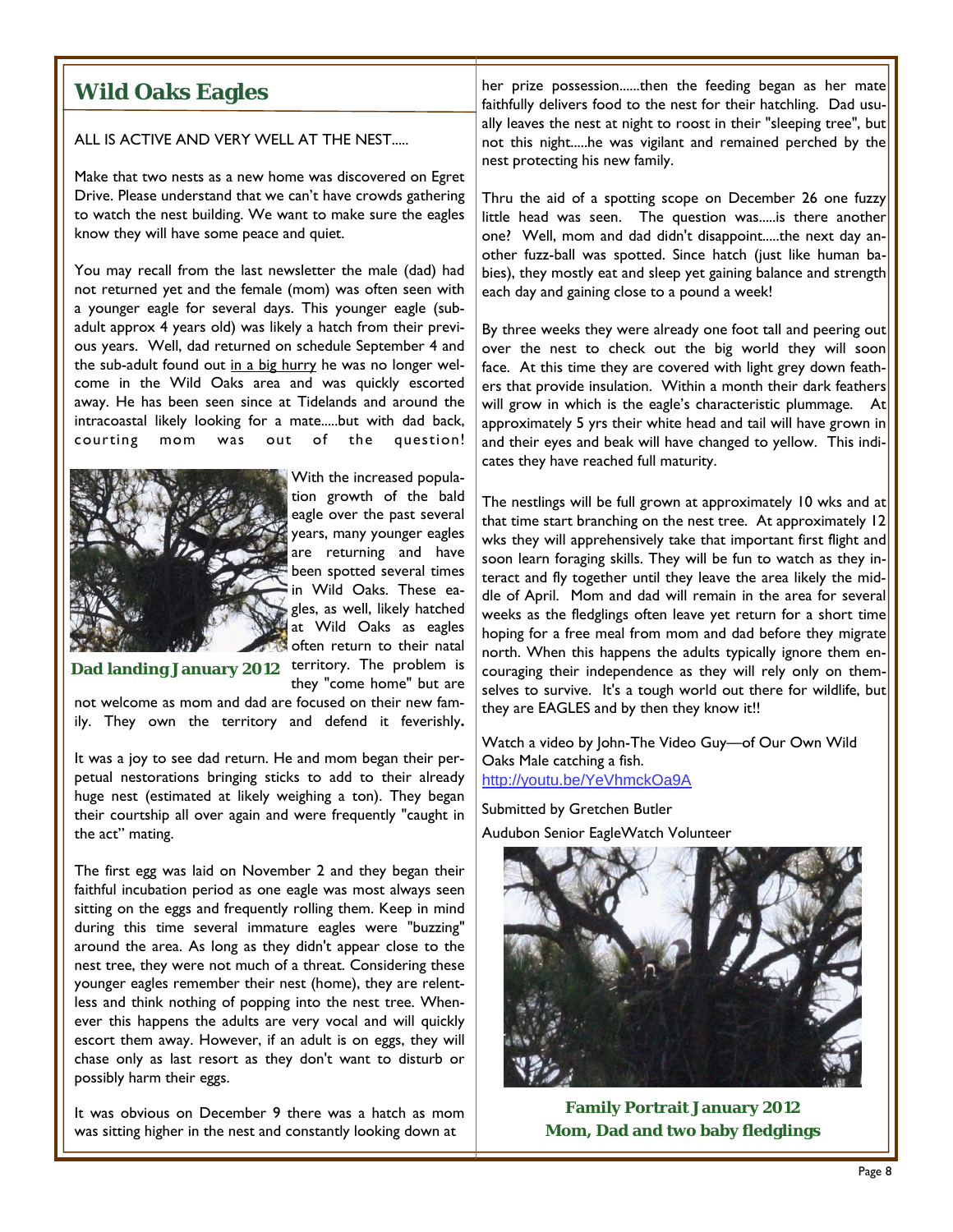## Wild Oaks Eagles

ALL IS ACTIVE AND VERY WELL AT THE NEST.....

Make that two nests as a new home was discovered on Egret Drive. Please understand that we can't have crowds gathering to watch the nest building. We want to make sure the eagles know they will have some peace and quiet.

You may recall from the last newsletter the male (dad) had not returned yet and the female (mom) was often seen with a younger eagle for several days. This younger eagle (sub-adult approx 4 years old) was likely a hatch from their previous years. Well, dad returned on schedule September 4 and the sub-adult found out in a big hurry he was no longer welcome in the Wild Oaks area and was quickly escorted away. He has been seen since at Tidelands and around the intracoastal likely looking for a mate.....but with dad back, courting mom was out of the question!

**Dad landing January 2012**

With the increased population growth of the bald eagle over the past several years, many younger eagles are returning and have been spotted several times in Wild Oaks. These eagles, as well, likely hatched at Wild Oaks as eagles often return to their natal territory. The problem is they "come home" but are not welcome as mom and dad are focused on their new family. They own the territory and defend it feverishly**.**

It was a joy to see dad return. He and mom began their perpetual nestorations bringing sticks to add to their already huge nest (estimated at likely weighing a ton). They began their courtship all over again and were frequently "caught in the act" mating.

The first egg was laid on November 2 and they began their faithful incubation period as one eagle was most always seen sitting on the eggs and frequently rolling them. Keep in mind during this time several immature eagles were "buzzing" around the area. As long as they didn't appear close to the nest tree, they were not much of a threat. Considering these younger eagles remember their nest (home), they are relentless and think nothing of popping into the nest tree. Whenever this happens the adults are very vocal and will quickly escort them away. However, if an adult is on eggs, they will chase only as last resort as they don't want to disturb or possibly harm their eggs.

It was obvious on December 9 there was a hatch as mom was sitting higher in the nest and constantly looking down at her prize possession......then the feeding began as her mate faithfully delivers food to the nest for their hatchling. Dad usually leaves the nest at night to roost in their "sleeping tree", but not this night.....he was vigilant and remained perched by the nest protecting his new family.

Thru the aid of a spotting scope on December 26 one fuzzy little head was seen. The question was.....is there another one? Well, mom and dad didn't disappoint.....the next day another fuzz-ball was spotted. Since hatch (just like human babies), they mostly eat and sleep yet gaining balance and strength each day and gaining close to a pound a week!

By three weeks they were already one foot tall and peering out over the nest to check out the big world they will soon face. At this time they are covered with light grey down feathers that provide insulation. Within a month their dark feathers will grow in which is the eagle's characteristic plummage. At approximately 5 yrs their white head and tail will have grown in and their eyes and beak will have changed to yellow. This indicates they have reached full maturity.

The nestlings will be full grown at approximately 10 wks and at that time start branching on the nest tree. At approximately 12 wks they will apprehensively take that important first flight and soon learn foraging skills. They will be fun to watch as they interact and fly together until they leave the area likely the middle of April. Mom and dad will remain in the area for several weeks as the fledglings often leave yet return for a short time hoping for a free meal from mom and dad before they migrate north. When this happens the adults typically ignore them encouraging their independence as they will rely only on themselves to survive. It's a tough world out there for wildlife, but they are EAGLES and by then they know it!!

Watch a video by John-The Video Guy—of Our Own Wild Oaks Male catching a fish.
http://youtu.be/YeVhmckOa9A

Submitted by Gretchen Butler

Audubon Senior EagleWatch Volunteer

**Family Portrait January 2012**
**Mom, Dad and two baby fledglings**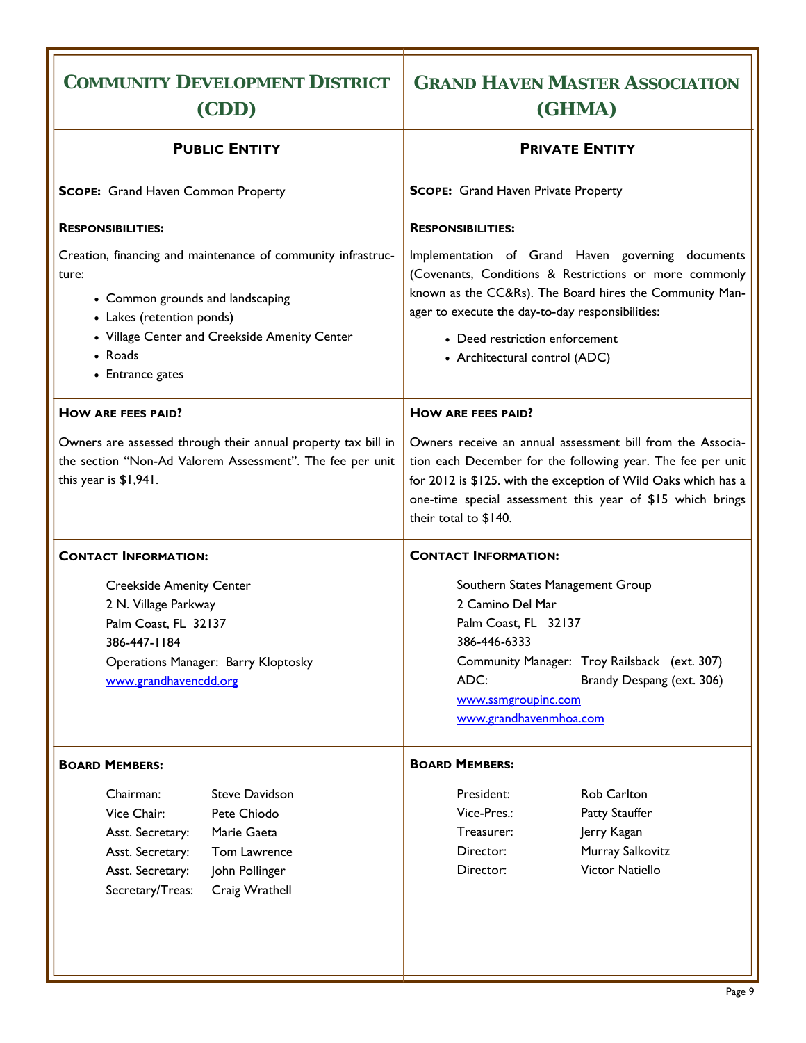| COMMUNITY DEVELOPMENT DISTRICT (CDD) | GRAND HAVEN MASTER ASSOCIATION (GHMA) |
|---|---|
| **PUBLIC ENTITY** | **PRIVATE ENTITY** |
| **SCOPE:** Grand Haven Common Property | **SCOPE:** Grand Haven Private Property |
| **RESPONSIBILITIES:**<br><br>Creation, financing and maintenance of community infrastructure:<br>• Common grounds and landscaping<br>• Lakes (retention ponds)<br>• Village Center and Creekside Amenity Center<br>• Roads<br>• Entrance gates | **RESPONSIBILITIES:**<br><br>Implementation of Grand Haven governing documents (Covenants, Conditions & Restrictions or more commonly known as the CC&Rs). The Board hires the Community Manager to execute the day-to-day responsibilities:<br>• Deed restriction enforcement<br>• Architectural control (ADC) |
| **HOW ARE FEES PAID?**<br><br>Owners are assessed through their annual property tax bill in the section "Non-Ad Valorem Assessment". The fee per unit this year is $1,941. | **HOW ARE FEES PAID?**<br><br>Owners receive an annual assessment bill from the Association each December for the following year. The fee per unit for 2012 is $125. with the exception of Wild Oaks which has a one-time special assessment this year of $15 which brings their total to $140. |
| **CONTACT INFORMATION:**<br><br>Creekside Amenity Center<br>2 N. Village Parkway<br>Palm Coast, FL 32137<br>386-447-1184<br>Operations Manager: Barry Kloptosky<br>www.grandhavencdd.org | **CONTACT INFORMATION:**<br><br>Southern States Management Group<br>2 Camino Del Mar<br>Palm Coast, FL 32137<br>386-446-6333<br>Community Manager: Troy Railsback (ext. 307)<br>ADC: Brandy Despang (ext. 306)<br>www.ssmgroupinc.com<br>www.grandhavenmhoa.com |
| **BOARD MEMBERS:**<br><br>Chairman: Steve Davidson<br>Vice Chair: Pete Chiodo<br>Asst. Secretary: Marie Gaeta<br>Asst. Secretary: Tom Lawrence<br>Asst. Secretary: John Pollinger<br>Secretary/Treas: Craig Wrathell | **BOARD MEMBERS:**<br><br>President: Rob Carlton<br>Vice-Pres.: Patty Stauffer<br>Treasurer: Jerry Kagan<br>Director: Murray Salkovitz<br>Director: Victor Natiello |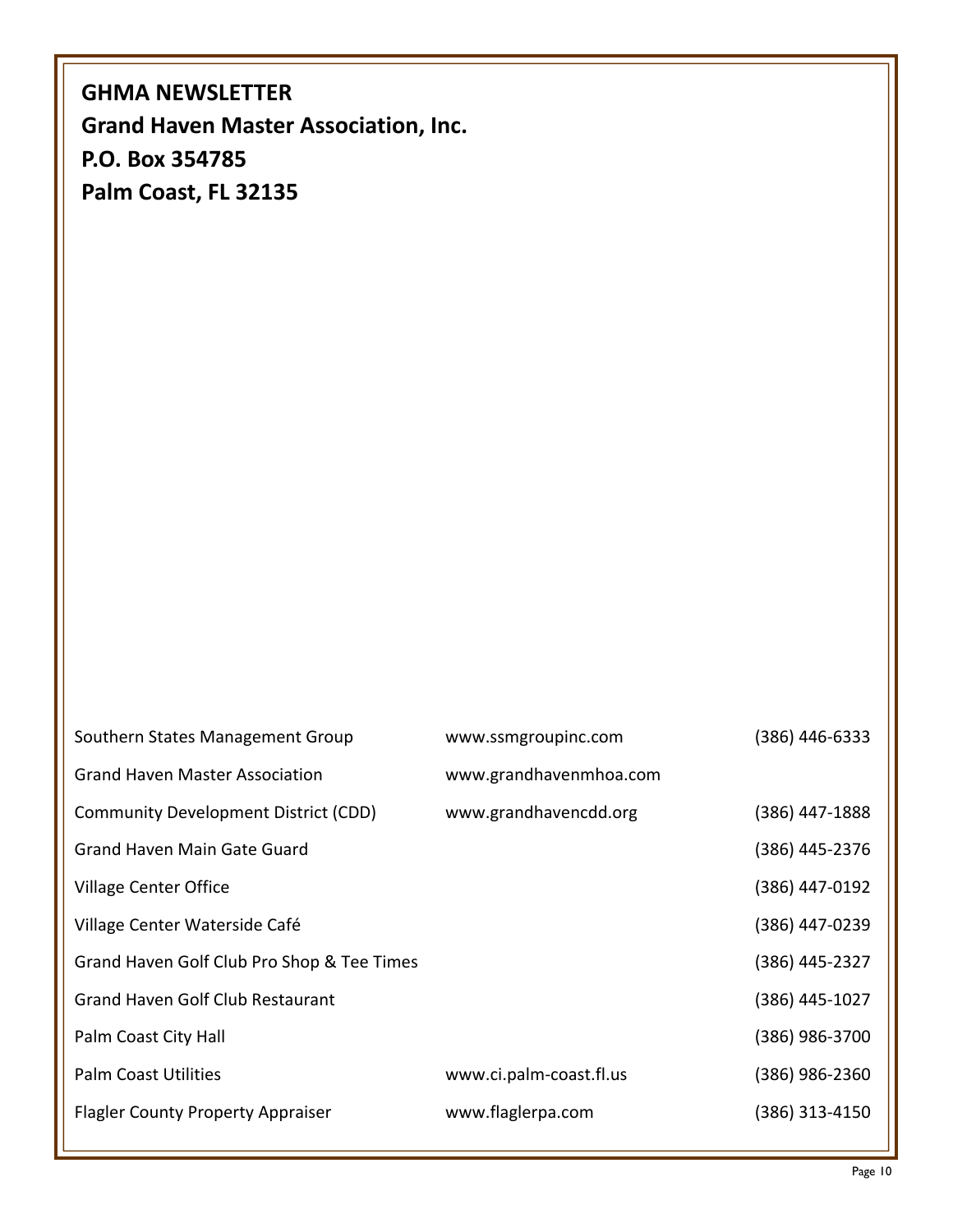**GHMA NEWSLETTER**
**Grand Haven Master Association, Inc.**
**P.O. Box 354785**
**Palm Coast, FL 32135**

| | | |
|---|---|---|
| Southern States Management Group | www.ssmgroupinc.com | (386) 446-6333 |
| Grand Haven Master Association | www.grandhavenmhoa.com | |
| Community Development District (CDD) | www.grandhavencdd.org | (386) 447-1888 |
| Grand Haven Main Gate Guard | | (386) 445-2376 |
| Village Center Office | | (386) 447-0192 |
| Village Center Waterside Café | | (386) 447-0239 |
| Grand Haven Golf Club Pro Shop & Tee Times | | (386) 445-2327 |
| Grand Haven Golf Club Restaurant | | (386) 445-1027 |
| Palm Coast City Hall | | (386) 986-3700 |
| Palm Coast Utilities | www.ci.palm-coast.fl.us | (386) 986-2360 |
| Flagler County Property Appraiser | www.flaglerpa.com | (386) 313-4150 |